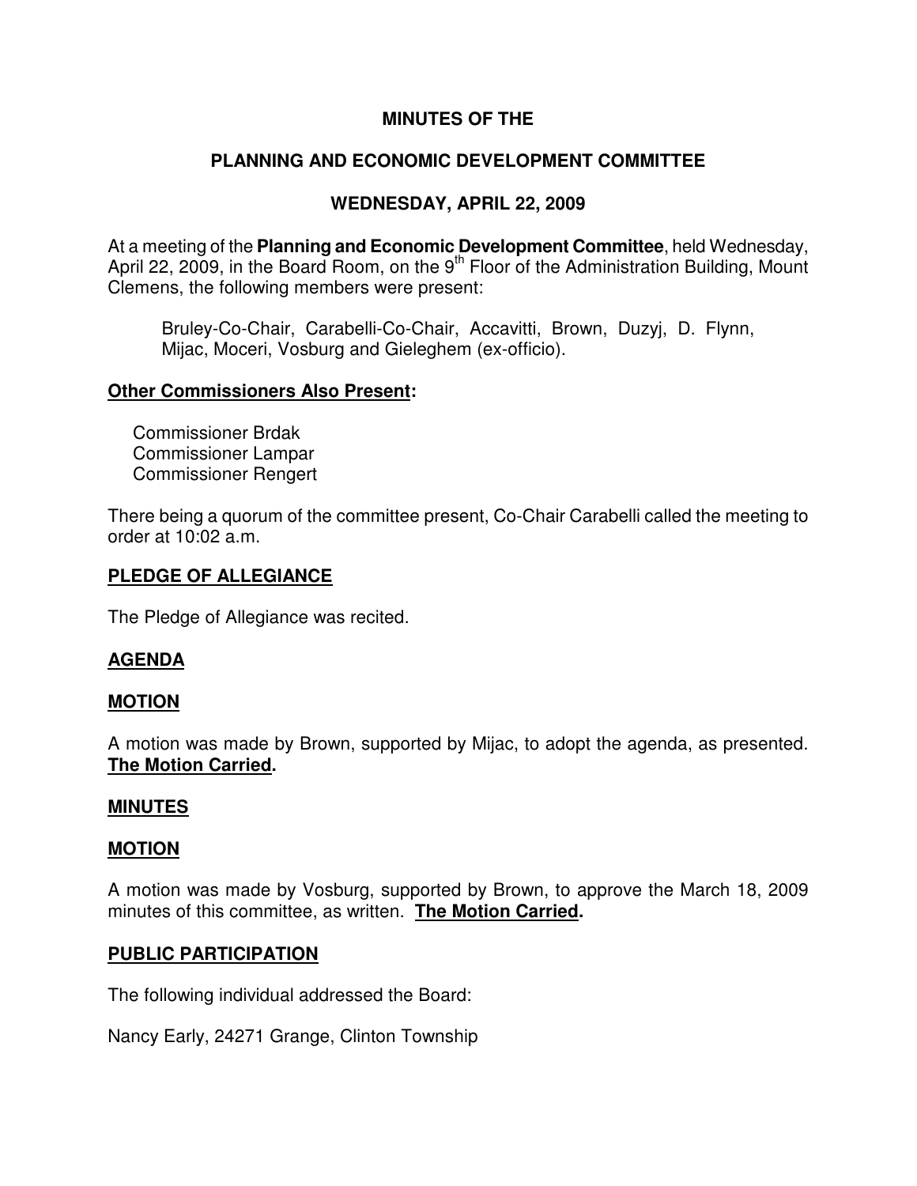# MINUTES OF THE

# PLANNING AND ECONOMIC DEVELOPMENT COMMITTEE

# WEDNESDAY, APRIL 22, 2009

At a meeting of the **Planning and Economic Development Committee**, held Wednesday, April 22, 2009, in the Board Room, on the 9th Floor of the Administration Building, Mount Clemens, the following members were present:

Bruley-Co-Chair, Carabelli-Co-Chair, Accavitti, Brown, Duzyj, D. Flynn, Mijac, Moceri, Vosburg and Gieleghem (ex-officio).

**Other Commissioners Also Present:**

Commissioner Brdak
Commissioner Lampar
Commissioner Rengert

There being a quorum of the committee present, Co-Chair Carabelli called the meeting to order at 10:02 a.m.

**PLEDGE OF ALLEGIANCE**

The Pledge of Allegiance was recited.

**AGENDA**

**MOTION**

A motion was made by Brown, supported by Mijac, to adopt the agenda, as presented. **The Motion Carried.**

**MINUTES**

**MOTION**

A motion was made by Vosburg, supported by Brown, to approve the March 18, 2009 minutes of this committee, as written. **The Motion Carried.**

**PUBLIC PARTICIPATION**

The following individual addressed the Board:

Nancy Early, 24271 Grange, Clinton Township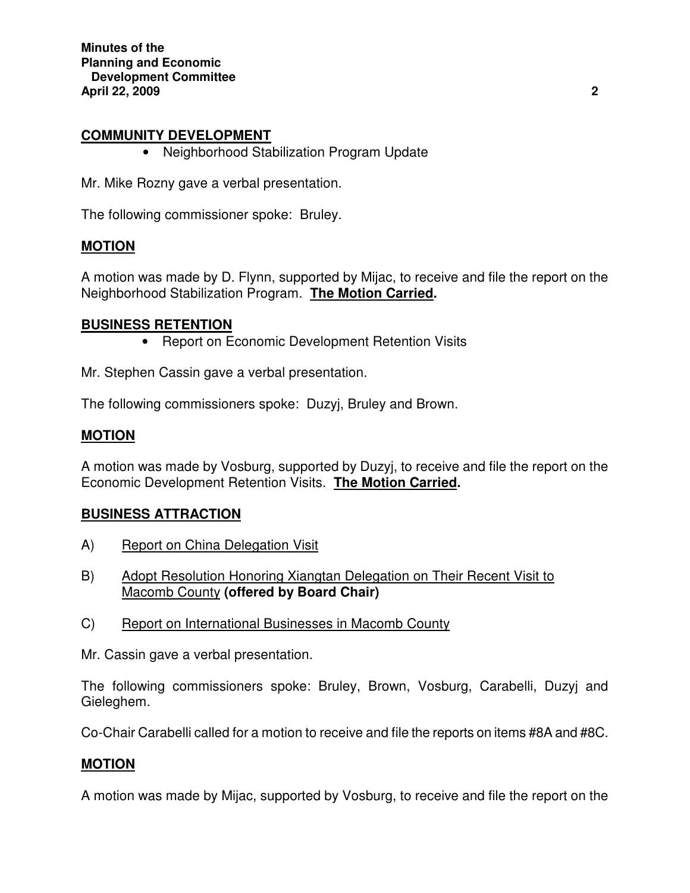## **COMMUNITY DEVELOPMENT**

- Neighborhood Stabilization Program Update

Mr. Mike Rozny gave a verbal presentation.

The following commissioner spoke: Bruley.

## **MOTION**

A motion was made by D. Flynn, supported by Mijac, to receive and file the report on the Neighborhood Stabilization Program. **The Motion Carried.**

## **BUSINESS RETENTION**

- Report on Economic Development Retention Visits

Mr. Stephen Cassin gave a verbal presentation.

The following commissioners spoke: Duzyj, Bruley and Brown.

## **MOTION**

A motion was made by Vosburg, supported by Duzyj, to receive and file the report on the Economic Development Retention Visits. **The Motion Carried.**

## **BUSINESS ATTRACTION**

A) Report on China Delegation Visit

B) Adopt Resolution Honoring Xiangtan Delegation on Their Recent Visit to Macomb County **(offered by Board Chair)**

C) Report on International Businesses in Macomb County

Mr. Cassin gave a verbal presentation.

The following commissioners spoke: Bruley, Brown, Vosburg, Carabelli, Duzyj and Gieleghem.

Co-Chair Carabelli called for a motion to receive and file the reports on items #8A and #8C.

## **MOTION**

A motion was made by Mijac, supported by Vosburg, to receive and file the report on the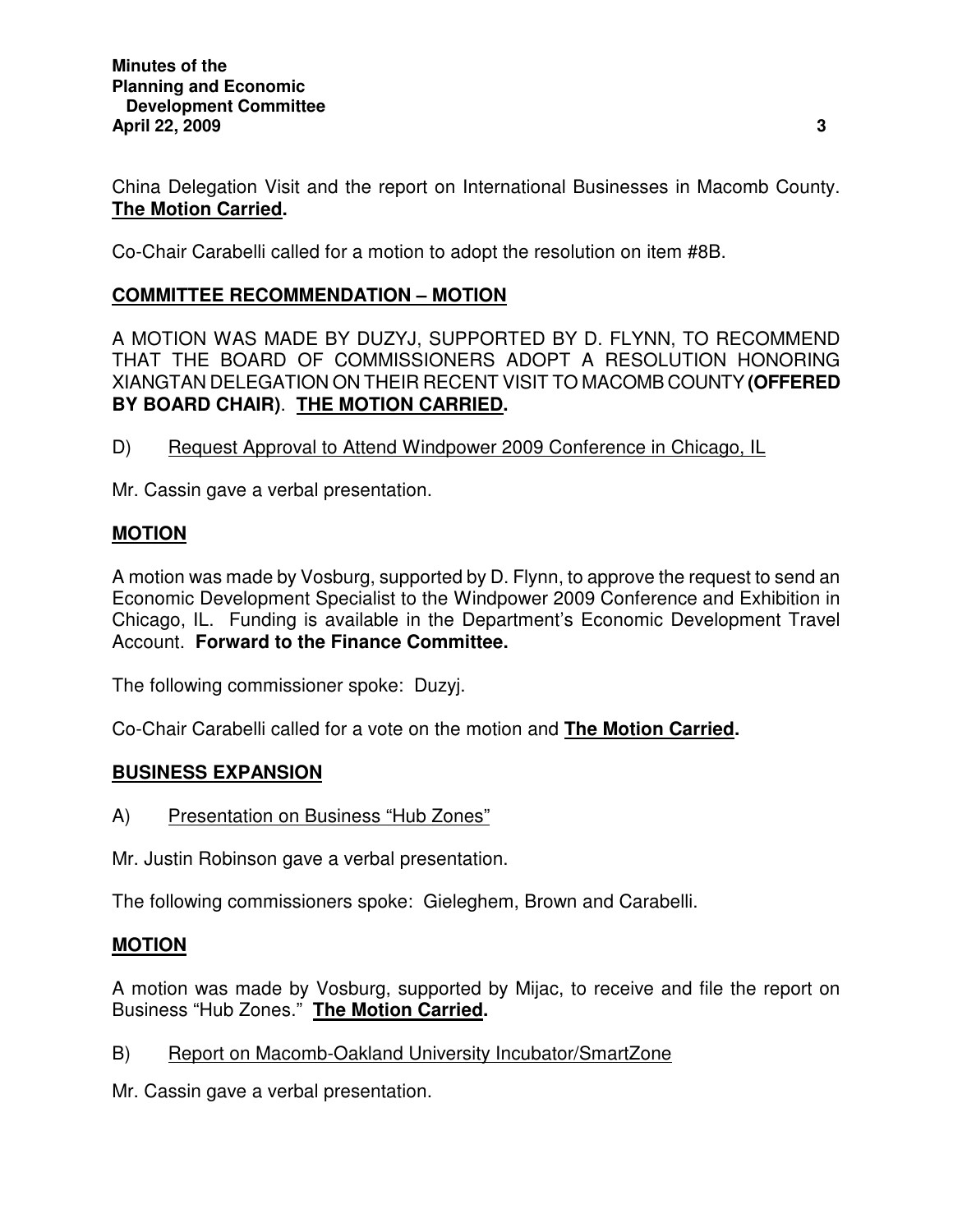China Delegation Visit and the report on International Businesses in Macomb County. **The Motion Carried.**

Co-Chair Carabelli called for a motion to adopt the resolution on item #8B.

**COMMITTEE RECOMMENDATION – MOTION**

A MOTION WAS MADE BY DUZYJ, SUPPORTED BY D. FLYNN, TO RECOMMEND THAT THE BOARD OF COMMISSIONERS ADOPT A RESOLUTION HONORING XIANGTAN DELEGATION ON THEIR RECENT VISIT TO MACOMB COUNTY **(OFFERED BY BOARD CHAIR)**. **THE MOTION CARRIED.**

D) Request Approval to Attend Windpower 2009 Conference in Chicago, IL

Mr. Cassin gave a verbal presentation.

**MOTION**

A motion was made by Vosburg, supported by D. Flynn, to approve the request to send an Economic Development Specialist to the Windpower 2009 Conference and Exhibition in Chicago, IL. Funding is available in the Department's Economic Development Travel Account. **Forward to the Finance Committee.**

The following commissioner spoke: Duzyj.

Co-Chair Carabelli called for a vote on the motion and **The Motion Carried.**

**BUSINESS EXPANSION**

A) Presentation on Business "Hub Zones"

Mr. Justin Robinson gave a verbal presentation.

The following commissioners spoke: Gieleghem, Brown and Carabelli.

**MOTION**

A motion was made by Vosburg, supported by Mijac, to receive and file the report on Business "Hub Zones." **The Motion Carried.**

B) Report on Macomb-Oakland University Incubator/SmartZone

Mr. Cassin gave a verbal presentation.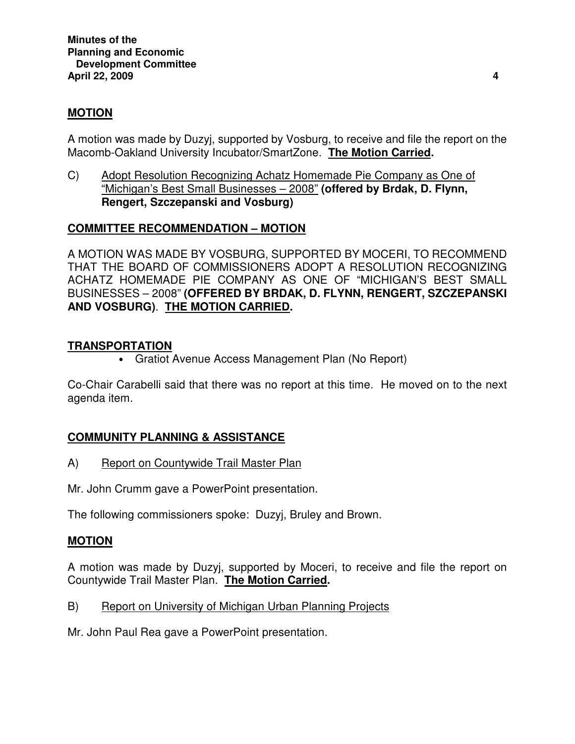**MOTION**

A motion was made by Duzyj, supported by Vosburg, to receive and file the report on the Macomb-Oakland University Incubator/SmartZone. **The Motion Carried.**

C) Adopt Resolution Recognizing Achatz Homemade Pie Company as One of "Michigan's Best Small Businesses – 2008" **(offered by Brdak, D. Flynn, Rengert, Szczepanski and Vosburg)**

**COMMITTEE RECOMMENDATION – MOTION**

A MOTION WAS MADE BY VOSBURG, SUPPORTED BY MOCERI, TO RECOMMEND THAT THE BOARD OF COMMISSIONERS ADOPT A RESOLUTION RECOGNIZING ACHATZ HOMEMADE PIE COMPANY AS ONE OF "MICHIGAN'S BEST SMALL BUSINESSES – 2008" **(OFFERED BY BRDAK, D. FLYNN, RENGERT, SZCZEPANSKI AND VOSBURG)**. **THE MOTION CARRIED.**

**TRANSPORTATION**

- Gratiot Avenue Access Management Plan (No Report)

Co-Chair Carabelli said that there was no report at this time. He moved on to the next agenda item.

**COMMUNITY PLANNING & ASSISTANCE**

A) Report on Countywide Trail Master Plan

Mr. John Crumm gave a PowerPoint presentation.

The following commissioners spoke: Duzyj, Bruley and Brown.

**MOTION**

A motion was made by Duzyj, supported by Moceri, to receive and file the report on Countywide Trail Master Plan. **The Motion Carried.**

B) Report on University of Michigan Urban Planning Projects

Mr. John Paul Rea gave a PowerPoint presentation.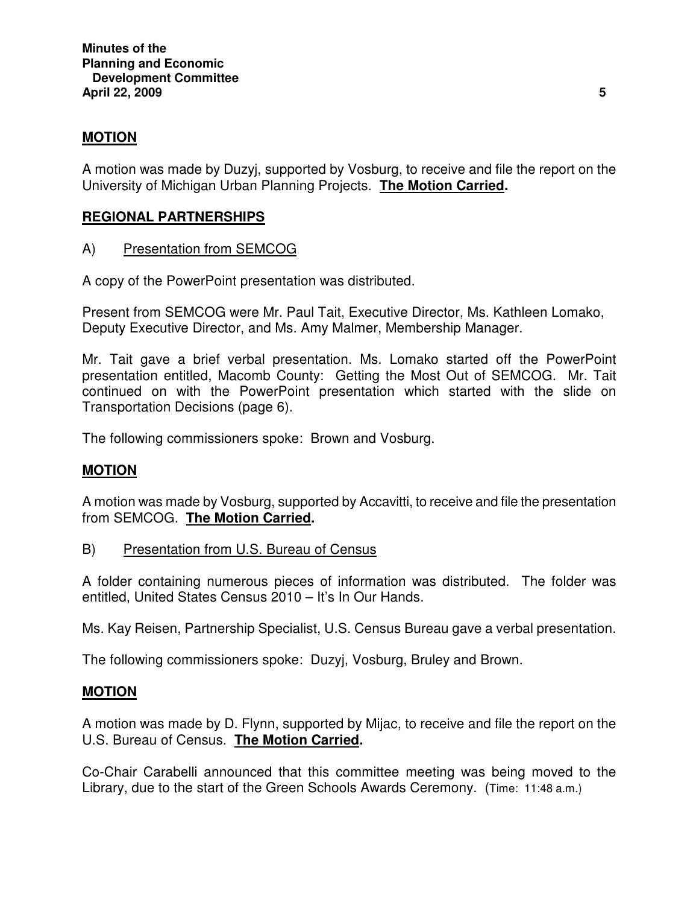**MOTION**

A motion was made by Duzyj, supported by Vosburg, to receive and file the report on the University of Michigan Urban Planning Projects. **The Motion Carried.**

**REGIONAL PARTNERSHIPS**

A) Presentation from SEMCOG

A copy of the PowerPoint presentation was distributed.

Present from SEMCOG were Mr. Paul Tait, Executive Director, Ms. Kathleen Lomako, Deputy Executive Director, and Ms. Amy Malmer, Membership Manager.

Mr. Tait gave a brief verbal presentation. Ms. Lomako started off the PowerPoint presentation entitled, Macomb County: Getting the Most Out of SEMCOG. Mr. Tait continued on with the PowerPoint presentation which started with the slide on Transportation Decisions (page 6).

The following commissioners spoke: Brown and Vosburg.

**MOTION**

A motion was made by Vosburg, supported by Accavitti, to receive and file the presentation from SEMCOG. **The Motion Carried.**

B) Presentation from U.S. Bureau of Census

A folder containing numerous pieces of information was distributed. The folder was entitled, United States Census 2010 – It's In Our Hands.

Ms. Kay Reisen, Partnership Specialist, U.S. Census Bureau gave a verbal presentation.

The following commissioners spoke: Duzyj, Vosburg, Bruley and Brown.

**MOTION**

A motion was made by D. Flynn, supported by Mijac, to receive and file the report on the U.S. Bureau of Census. **The Motion Carried.**

Co-Chair Carabelli announced that this committee meeting was being moved to the Library, due to the start of the Green Schools Awards Ceremony. (Time: 11:48 a.m.)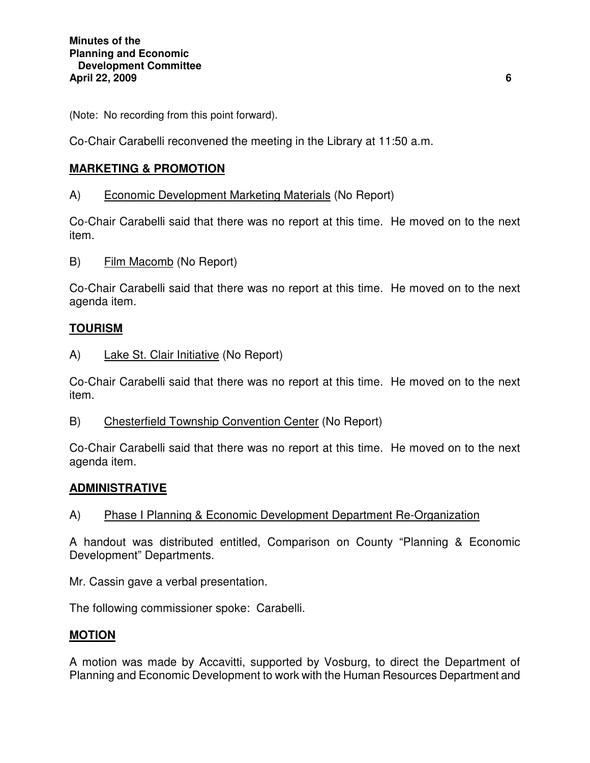(Note: No recording from this point forward).

Co-Chair Carabelli reconvened the meeting in the Library at 11:50 a.m.

## MARKETING & PROMOTION

A) Economic Development Marketing Materials (No Report)

Co-Chair Carabelli said that there was no report at this time. He moved on to the next item.

B) Film Macomb (No Report)

Co-Chair Carabelli said that there was no report at this time. He moved on to the next agenda item.

## TOURISM

A) Lake St. Clair Initiative (No Report)

Co-Chair Carabelli said that there was no report at this time. He moved on to the next item.

B) Chesterfield Township Convention Center (No Report)

Co-Chair Carabelli said that there was no report at this time. He moved on to the next agenda item.

## ADMINISTRATIVE

A) Phase I Planning & Economic Development Department Re-Organization

A handout was distributed entitled, Comparison on County "Planning & Economic Development" Departments.

Mr. Cassin gave a verbal presentation.

The following commissioner spoke: Carabelli.

## MOTION

A motion was made by Accavitti, supported by Vosburg, to direct the Department of Planning and Economic Development to work with the Human Resources Department and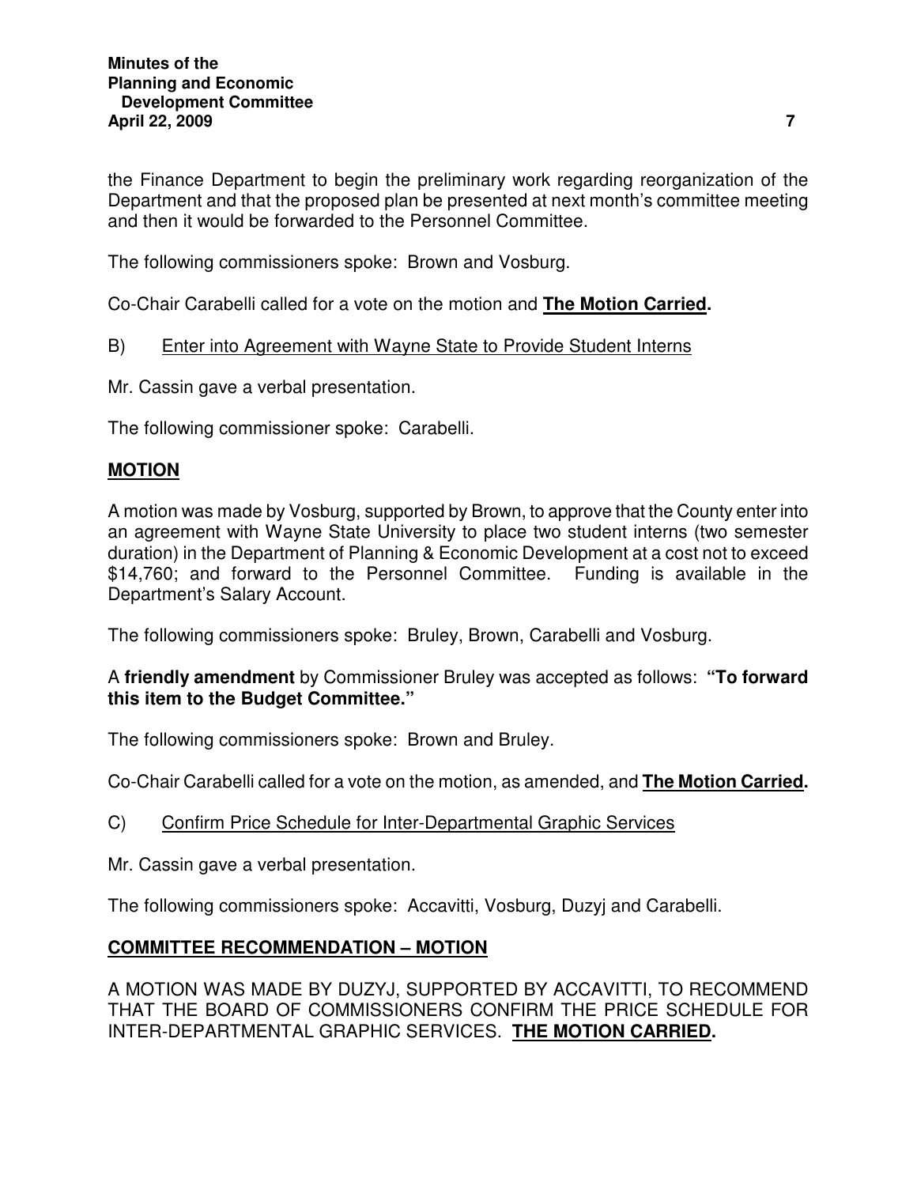the Finance Department to begin the preliminary work regarding reorganization of the Department and that the proposed plan be presented at next month's committee meeting and then it would be forwarded to the Personnel Committee.

The following commissioners spoke: Brown and Vosburg.

Co-Chair Carabelli called for a vote on the motion and **The Motion Carried.**

B) Enter into Agreement with Wayne State to Provide Student Interns

Mr. Cassin gave a verbal presentation.

The following commissioner spoke: Carabelli.

**MOTION**

A motion was made by Vosburg, supported by Brown, to approve that the County enter into an agreement with Wayne State University to place two student interns (two semester duration) in the Department of Planning & Economic Development at a cost not to exceed $14,760; and forward to the Personnel Committee. Funding is available in the Department's Salary Account.

The following commissioners spoke: Bruley, Brown, Carabelli and Vosburg.

A **friendly amendment** by Commissioner Bruley was accepted as follows: **"To forward this item to the Budget Committee."**

The following commissioners spoke: Brown and Bruley.

Co-Chair Carabelli called for a vote on the motion, as amended, and **The Motion Carried.**

C) Confirm Price Schedule for Inter-Departmental Graphic Services

Mr. Cassin gave a verbal presentation.

The following commissioners spoke: Accavitti, Vosburg, Duzyj and Carabelli.

**COMMITTEE RECOMMENDATION – MOTION**

A MOTION WAS MADE BY DUZYJ, SUPPORTED BY ACCAVITTI, TO RECOMMEND THAT THE BOARD OF COMMISSIONERS CONFIRM THE PRICE SCHEDULE FOR INTER-DEPARTMENTAL GRAPHIC SERVICES. **THE MOTION CARRIED.**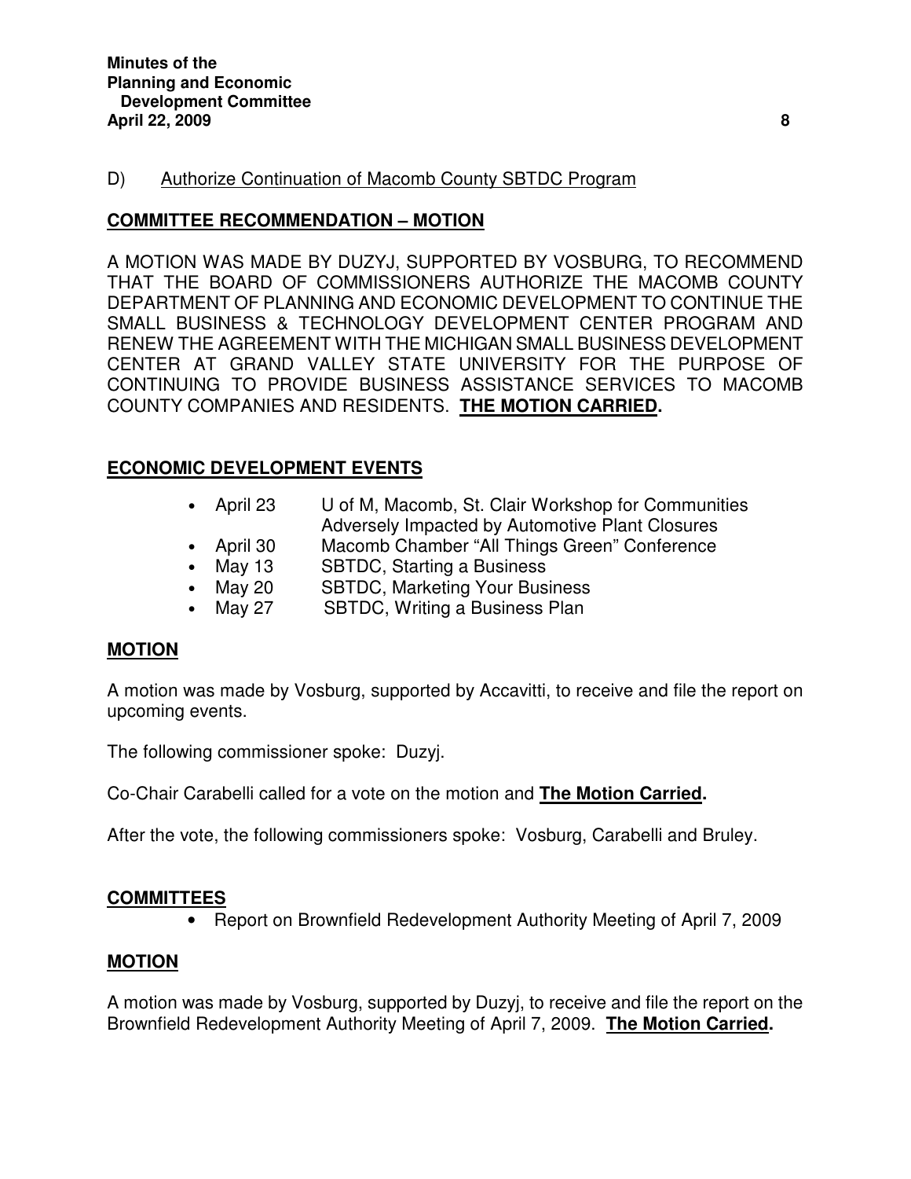D) Authorize Continuation of Macomb County SBTDC Program

## COMMITTEE RECOMMENDATION – MOTION

A MOTION WAS MADE BY DUZYJ, SUPPORTED BY VOSBURG, TO RECOMMEND THAT THE BOARD OF COMMISSIONERS AUTHORIZE THE MACOMB COUNTY DEPARTMENT OF PLANNING AND ECONOMIC DEVELOPMENT TO CONTINUE THE SMALL BUSINESS & TECHNOLOGY DEVELOPMENT CENTER PROGRAM AND RENEW THE AGREEMENT WITH THE MICHIGAN SMALL BUSINESS DEVELOPMENT CENTER AT GRAND VALLEY STATE UNIVERSITY FOR THE PURPOSE OF CONTINUING TO PROVIDE BUSINESS ASSISTANCE SERVICES TO MACOMB COUNTY COMPANIES AND RESIDENTS. **THE MOTION CARRIED.**

## ECONOMIC DEVELOPMENT EVENTS

- April 23 U of M, Macomb, St. Clair Workshop for Communities Adversely Impacted by Automotive Plant Closures
- April 30 Macomb Chamber "All Things Green" Conference
- May 13 SBTDC, Starting a Business
- May 20 SBTDC, Marketing Your Business
- May 27 SBTDC, Writing a Business Plan

## MOTION

A motion was made by Vosburg, supported by Accavitti, to receive and file the report on upcoming events.

The following commissioner spoke: Duzyj.

Co-Chair Carabelli called for a vote on the motion and **The Motion Carried.**

After the vote, the following commissioners spoke: Vosburg, Carabelli and Bruley.

## COMMITTEES

- Report on Brownfield Redevelopment Authority Meeting of April 7, 2009

## MOTION

A motion was made by Vosburg, supported by Duzyj, to receive and file the report on the Brownfield Redevelopment Authority Meeting of April 7, 2009. **The Motion Carried.**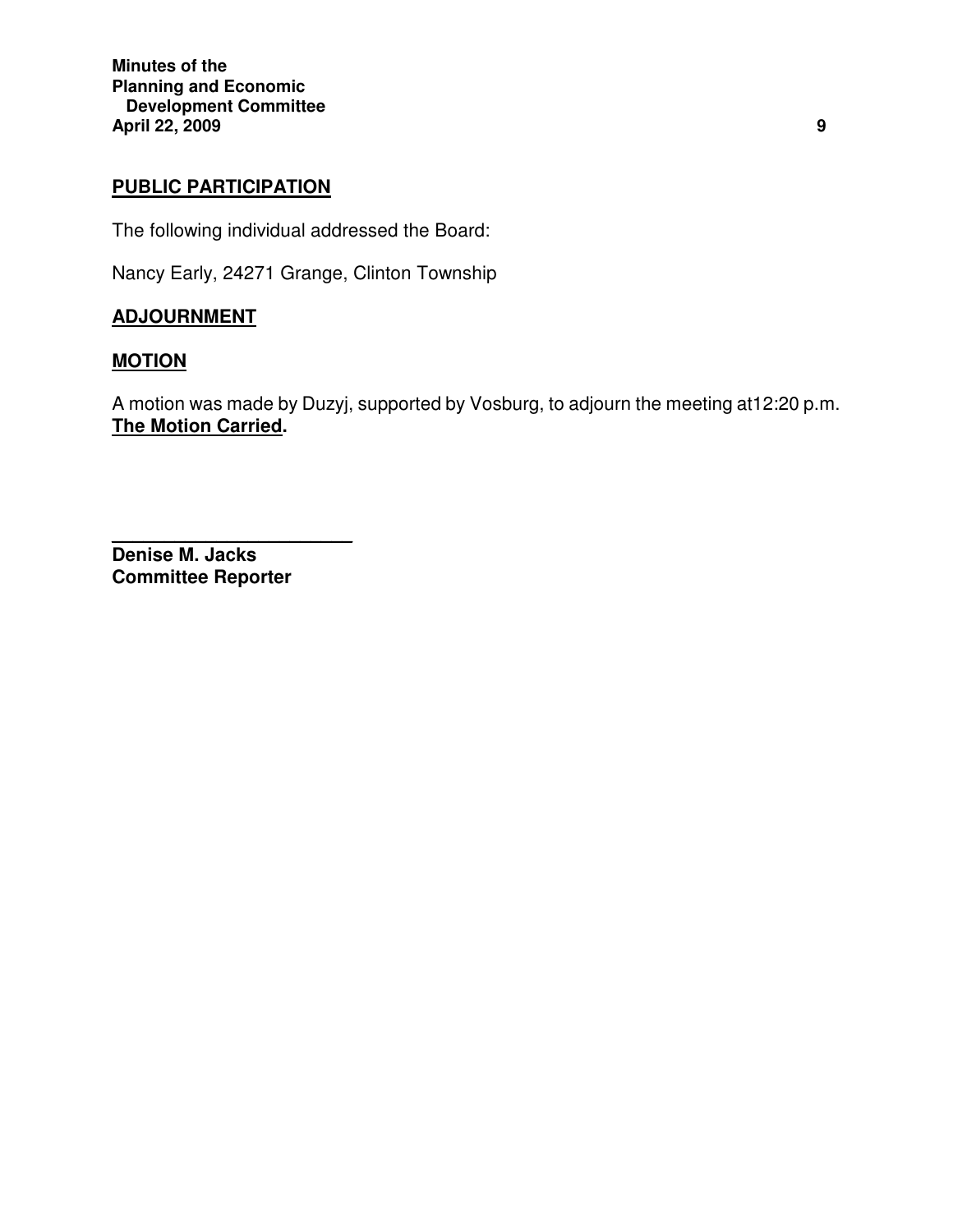**PUBLIC PARTICIPATION**

The following individual addressed the Board:

Nancy Early, 24271 Grange, Clinton Township

**ADJOURNMENT**

**MOTION**

A motion was made by Duzyj, supported by Vosburg, to adjourn the meeting at12:20 p.m. **The Motion Carried.**

**Denise M. Jacks**
**Committee Reporter**